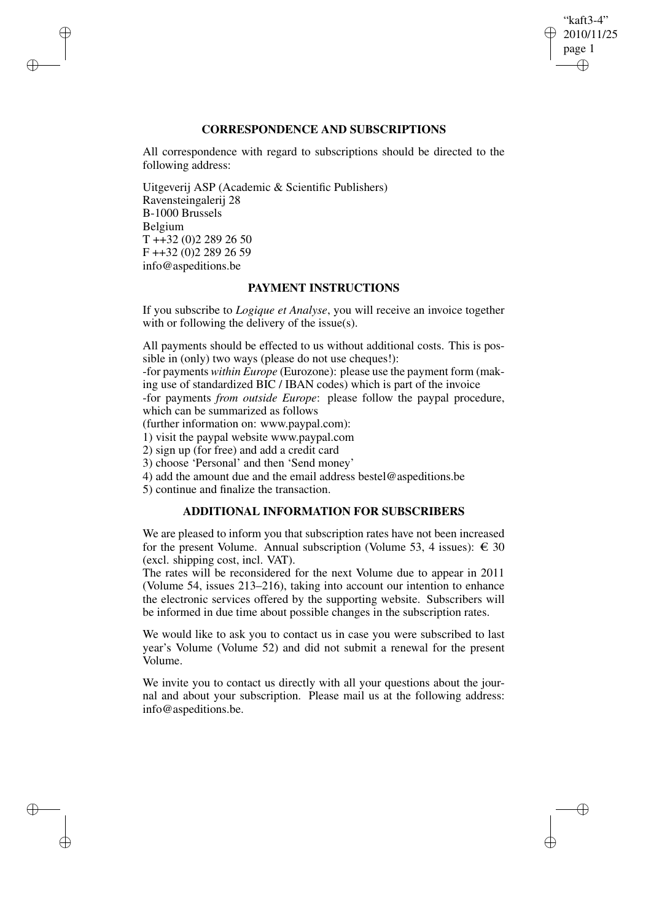## CORRESPONDENCE AND SUBSCRIPTIONS

All correspondence with regard to subscriptions should be directed to the following address:

Uitgeverij ASP (Academic & Scientific Publishers)
Ravensteingalerij 28
B-1000 Brussels
Belgium
T ++32 (0)2 289 26 50
F ++32 (0)2 289 26 59
info@aspeditions.be

## PAYMENT INSTRUCTIONS

If you subscribe to *Logique et Analyse*, you will receive an invoice together with or following the delivery of the issue(s).

All payments should be effected to us without additional costs. This is possible in (only) two ways (please do not use cheques!):
-for payments *within Europe* (Eurozone): please use the payment form (making use of standardized BIC / IBAN codes) which is part of the invoice
-for payments *from outside Europe*: please follow the paypal procedure, which can be summarized as follows
(further information on: www.paypal.com):
1) visit the paypal website www.paypal.com
2) sign up (for free) and add a credit card
3) choose 'Personal' and then 'Send money'
4) add the amount due and the email address bestel@aspeditions.be
5) continue and finalize the transaction.

## ADDITIONAL INFORMATION FOR SUBSCRIBERS

We are pleased to inform you that subscription rates have not been increased for the present Volume. Annual subscription (Volume 53, 4 issues): € 30 (excl. shipping cost, incl. VAT).
The rates will be reconsidered for the next Volume due to appear in 2011 (Volume 54, issues 213–216), taking into account our intention to enhance the electronic services offered by the supporting website. Subscribers will be informed in due time about possible changes in the subscription rates.

We would like to ask you to contact us in case you were subscribed to last year's Volume (Volume 52) and did not submit a renewal for the present Volume.

We invite you to contact us directly with all your questions about the journal and about your subscription. Please mail us at the following address: info@aspeditions.be.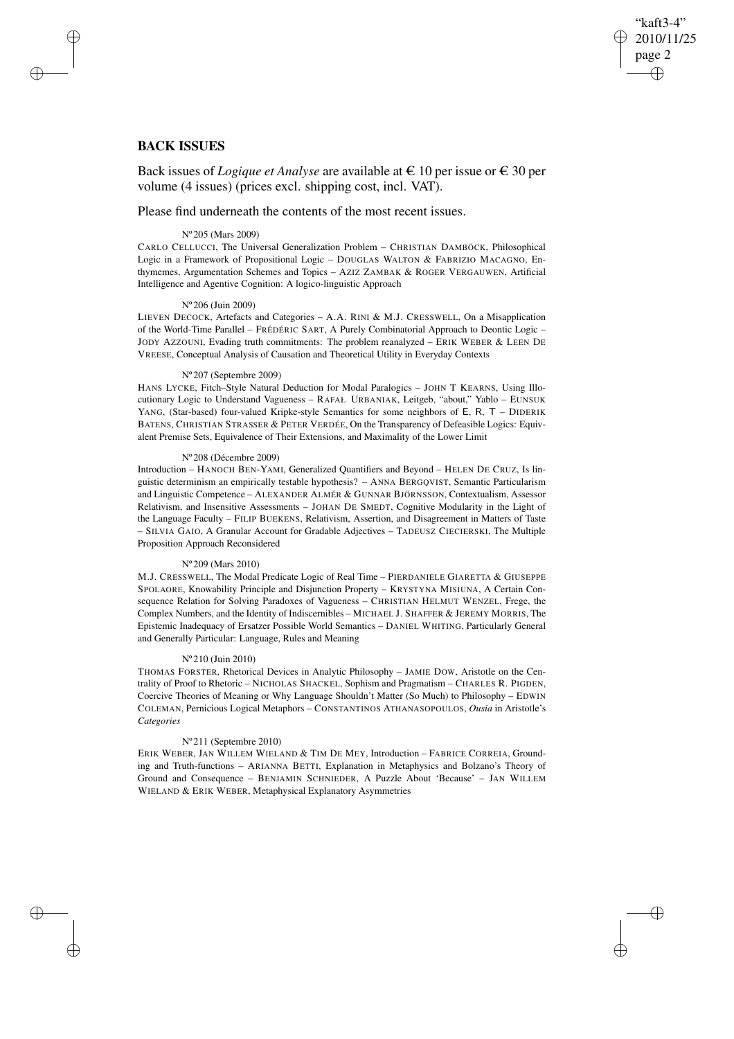## BACK ISSUES

Back issues of *Logique et Analyse* are available at € 10 per issue or € 30 per volume (4 issues) (prices excl. shipping cost, incl. VAT).

Please find underneath the contents of the most recent issues.

Nº 205 (Mars 2009)

CARLO CELLUCCI, The Universal Generalization Problem – CHRISTIAN DAMBÖCK, Philosophical Logic in a Framework of Propositional Logic – DOUGLAS WALTON & FABRIZIO MACAGNO, Enthymemes, Argumentation Schemes and Topics – AZIZ ZAMBAK & ROGER VERGAUWEN, Artificial Intelligence and Agentive Cognition: A logico-linguistic Approach

Nº 206 (Juin 2009)

LIEVEN DECOCK, Artefacts and Categories – A.A. RINI & M.J. CRESSWELL, On a Misapplication of the World-Time Parallel – FRÉDÉRIC SART, A Purely Combinatorial Approach to Deontic Logic – JODY AZZOUNI, Evading truth commitments: The problem reanalyzed – ERIK WEBER & LEEN DE VREESE, Conceptual Analysis of Causation and Theoretical Utility in Everyday Contexts

Nº 207 (Septembre 2009)

HANS LYCKE, Fitch–Style Natural Deduction for Modal Paralogics – JOHN T KEARNS, Using Illocutionary Logic to Understand Vagueness – RAFAŁ URBANIAK, Leitgeb, "about," Yablo – EUNSUK YANG, (Star-based) four-valued Kripke-style Semantics for some neighbors of E, R, T – DIDERIK BATENS, CHRISTIAN STRASSER & PETER VERDÉE, On the Transparency of Defeasible Logics: Equivalent Premise Sets, Equivalence of Their Extensions, and Maximality of the Lower Limit

Nº 208 (Décembre 2009)

Introduction – HANOCH BEN-YAMI, Generalized Quantifiers and Beyond – HELEN DE CRUZ, Is linguistic determinism an empirically testable hypothesis? – ANNA BERGQVIST, Semantic Particularism and Linguistic Competence – ALEXANDER ALMÉR & GUNNAR BJÖRNSSON, Contextualism, Assessor Relativism, and Insensitive Assessments – JOHAN DE SMEDT, Cognitive Modularity in the Light of the Language Faculty – FILIP BUEKENS, Relativism, Assertion, and Disagreement in Matters of Taste – SILVIA GAIO, A Granular Account for Gradable Adjectives – TADEUSZ CIECIERSKI, The Multiple Proposition Approach Reconsidered

Nº 209 (Mars 2010)

M.J. CRESSWELL, The Modal Predicate Logic of Real Time – PIERDANIELE GIARETTA & GIUSEPPE SPOLAORE, Knowability Principle and Disjunction Property – KRYSTYNA MISIUNA, A Certain Consequence Relation for Solving Paradoxes of Vagueness – CHRISTIAN HELMUT WENZEL, Frege, the Complex Numbers, and the Identity of Indiscernibles – MICHAEL J. SHAFFER & JEREMY MORRIS, The Epistemic Inadequacy of Ersatzer Possible World Semantics – DANIEL WHITING, Particularly General and Generally Particular: Language, Rules and Meaning

Nº 210 (Juin 2010)

THOMAS FORSTER, Rhetorical Devices in Analytic Philosophy – JAMIE DOW, Aristotle on the Centrality of Proof to Rhetoric – NICHOLAS SHACKEL, Sophism and Pragmatism – CHARLES R. PIGDEN, Coercive Theories of Meaning or Why Language Shouldn't Matter (So Much) to Philosophy – EDWIN COLEMAN, Pernicious Logical Metaphors – CONSTANTINOS ATHANASOPOULOS, *Ousia* in Aristotle's *Categories*

Nº 211 (Septembre 2010)

ERIK WEBER, JAN WILLEM WIELAND & TIM DE MEY, Introduction – FABRICE CORREIA, Grounding and Truth-functions – ARIANNA BETTI, Explanation in Metaphysics and Bolzano's Theory of Ground and Consequence – BENJAMIN SCHNIEDER, A Puzzle About 'Because' – JAN WILLEM WIELAND & ERIK WEBER, Metaphysical Explanatory Asymmetries